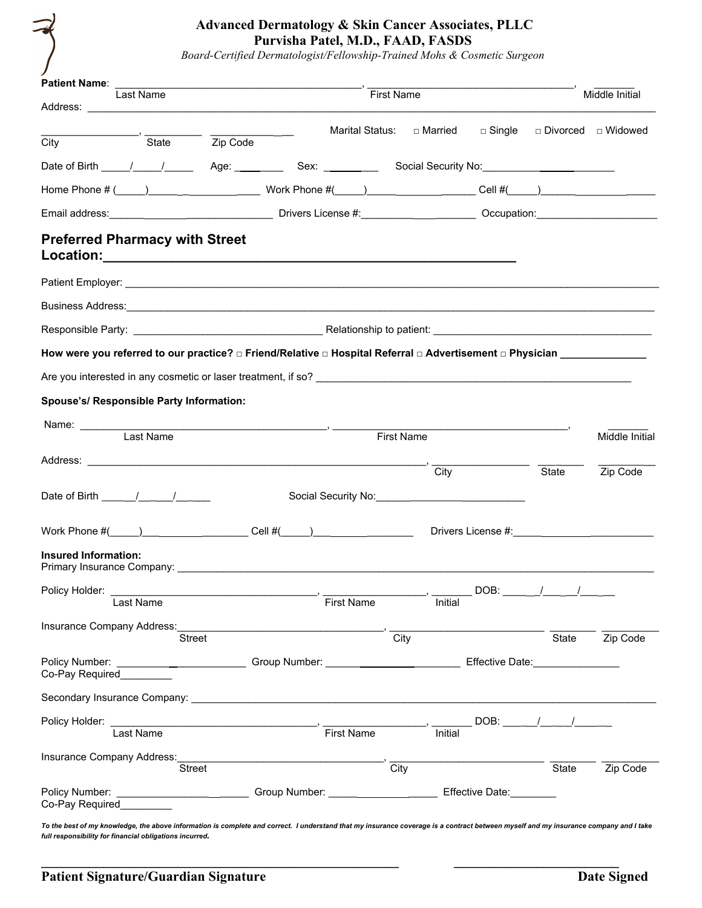# Advanced Dermatology & Skin Cancer Associates, PLLC

## Purvisha Patel, M.D., FAAD, FASDS

*Board-Certified Dermatologist/Fellowship-Trained Mohs & Cosmetic Surgeon*

**Patient Name**: ________________________________________, ________________________________, _______
Last Name First Name Middle Initial

Address: ________________________________________________________________________________

_________________, __________ ____________ Marital Status: □ Married □ Single □ Divorced □ Widowed
City State Zip Code

Date of Birth _____/_____/_____ Age: ________ Sex: _________ Social Security No:_____________________

Home Phone # (_____)_______________ Work Phone #(_____)_______________ Cell #(_____)_______________

Email address:_________________________ Drivers License #:___________________ Occupation:_____________________

**Preferred Pharmacy with Street Location:**________________________________________________

Patient Employer: ________________________________________________________________________

Business Address:________________________________________________________________________

Responsible Party: ________________________________ Relationship to patient: ____________________________________

**How were you referred to our practice? □ Friend/Relative □ Hospital Referral □ Advertisement □ Physician _______________**

Are you interested in any cosmetic or laser treatment, if so? ________________________________________________________

**Spouse's/ Responsible Party Information:**

Name: ________________________________________, ________________________________________, _______
Last Name First Name Middle Initial

Address: ____________________________________________________________, _________________ _________ __________
City State Zip Code

Date of Birth ______/______/______ Social Security No:_________________________

Work Phone #(_____)____________________ Cell #(_____)__________________ Drivers License #:________________________

**Insured Information:**
Primary Insurance Company: ____________________________________________________________________

Policy Holder: ___________________________________, __________________, _______ DOB: ______/_____/_____
Last Name First Name Initial

Insurance Company Address:___________________________________, ___________________________ ________ __________
Street City State Zip Code

Policy Number: ______________________ Group Number: _______________________ Effective Date:_______________
Co-Pay Required_________

Secondary Insurance Company: __________________________________________________________________

Policy Holder: ___________________________________, __________________, _______ DOB: ______/_____/______
Last Name First Name Initial

Insurance Company Address:___________________________________, ___________________________ ________ __________
Street City State Zip Code

Policy Number: ______________________ Group Number: ___________________ Effective Date:________
Co-Pay Required_________

***To the best of my knowledge, the above information is complete and correct. I understand that my insurance coverage is a contract between myself and my insurance company and I take full responsibility for financial obligations incurred.***

_______________________________________________________ ___________________________

**Patient Signature/Guardian Signature** **Date Signed**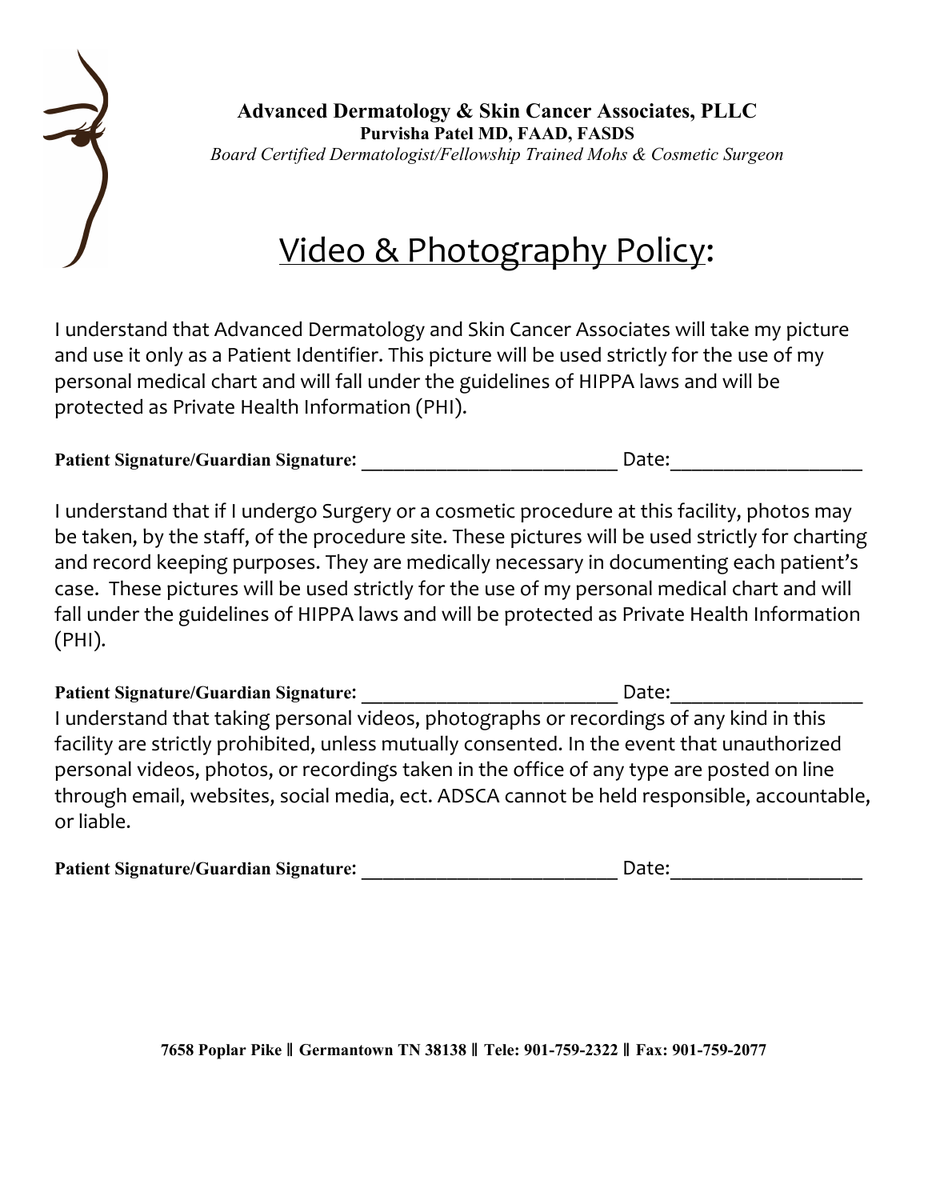**Advanced Dermatology & Skin Cancer Associates, PLLC**
**Purvisha Patel MD, FAAD, FASDS**
*Board Certified Dermatologist/Fellowship Trained Mohs & Cosmetic Surgeon*

# Video & Photography Policy:

I understand that Advanced Dermatology and Skin Cancer Associates will take my picture and use it only as a Patient Identifier. This picture will be used strictly for the use of my personal medical chart and will fall under the guidelines of HIPPA laws and will be protected as Private Health Information (PHI).

**Patient Signature/Guardian Signature**: __________________________ Date:___________________

I understand that if I undergo Surgery or a cosmetic procedure at this facility, photos may be taken, by the staff, of the procedure site. These pictures will be used strictly for charting and record keeping purposes. They are medically necessary in documenting each patient's case. These pictures will be used strictly for the use of my personal medical chart and will fall under the guidelines of HIPPA laws and will be protected as Private Health Information (PHI).

**Patient Signature/Guardian Signature**: __________________________ Date:___________________

I understand that taking personal videos, photographs or recordings of any kind in this facility are strictly prohibited, unless mutually consented. In the event that unauthorized personal videos, photos, or recordings taken in the office of any type are posted on line through email, websites, social media, ect. ADSCA cannot be held responsible, accountable, or liable.

**Patient Signature/Guardian Signature**: __________________________ Date:___________________

**7658 Poplar Pike ‖ Germantown TN 38138 ‖ Tele: 901-759-2322 ‖ Fax: 901-759-2077**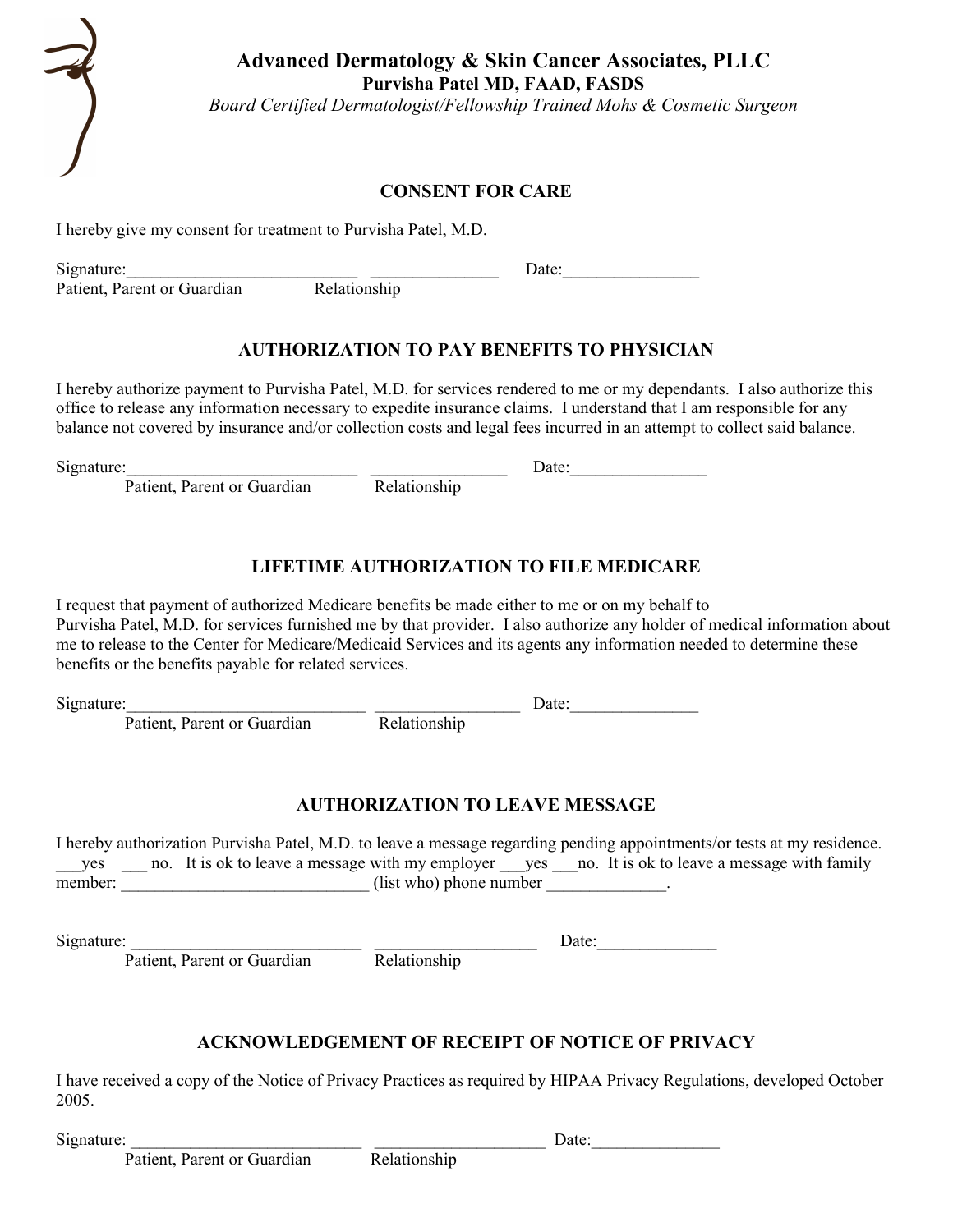# Advanced Dermatology & Skin Cancer Associates, PLLC

**Purvisha Patel MD, FAAD, FASDS**

*Board Certified Dermatologist/Fellowship Trained Mohs & Cosmetic Surgeon*

## CONSENT FOR CARE

I hereby give my consent for treatment to Purvisha Patel, M.D.

Signature:___________________________ _______________ Date:________________
Patient, Parent or Guardian Relationship

## AUTHORIZATION TO PAY BENEFITS TO PHYSICIAN

I hereby authorize payment to Purvisha Patel, M.D. for services rendered to me or my dependants. I also authorize this office to release any information necessary to expedite insurance claims. I understand that I am responsible for any balance not covered by insurance and/or collection costs and legal fees incurred in an attempt to collect said balance.

Signature:____________________________ ________________ Date:________________
Patient, Parent or Guardian Relationship

## LIFETIME AUTHORIZATION TO FILE MEDICARE

I request that payment of authorized Medicare benefits be made either to me or on my behalf to Purvisha Patel, M.D. for services furnished me by that provider. I also authorize any holder of medical information about me to release to the Center for Medicare/Medicaid Services and its agents any information needed to determine these benefits or the benefits payable for related services.

Signature:_____________________________ _________________ Date:_______________
Patient, Parent or Guardian Relationship

## AUTHORIZATION TO LEAVE MESSAGE

I hereby authorization Purvisha Patel, M.D. to leave a message regarding pending appointments/or tests at my residence. ___yes ___ no. It is ok to leave a message with my employer ___yes ___no. It is ok to leave a message with family member: _____________________________ (list who) phone number ______________.

Signature: ___________________________ ___________________ Date:______________
Patient, Parent or Guardian Relationship

## ACKNOWLEDGEMENT OF RECEIPT OF NOTICE OF PRIVACY

I have received a copy of the Notice of Privacy Practices as required by HIPAA Privacy Regulations, developed October 2005.

Signature: ___________________________ ____________________ Date:_______________
Patient, Parent or Guardian Relationship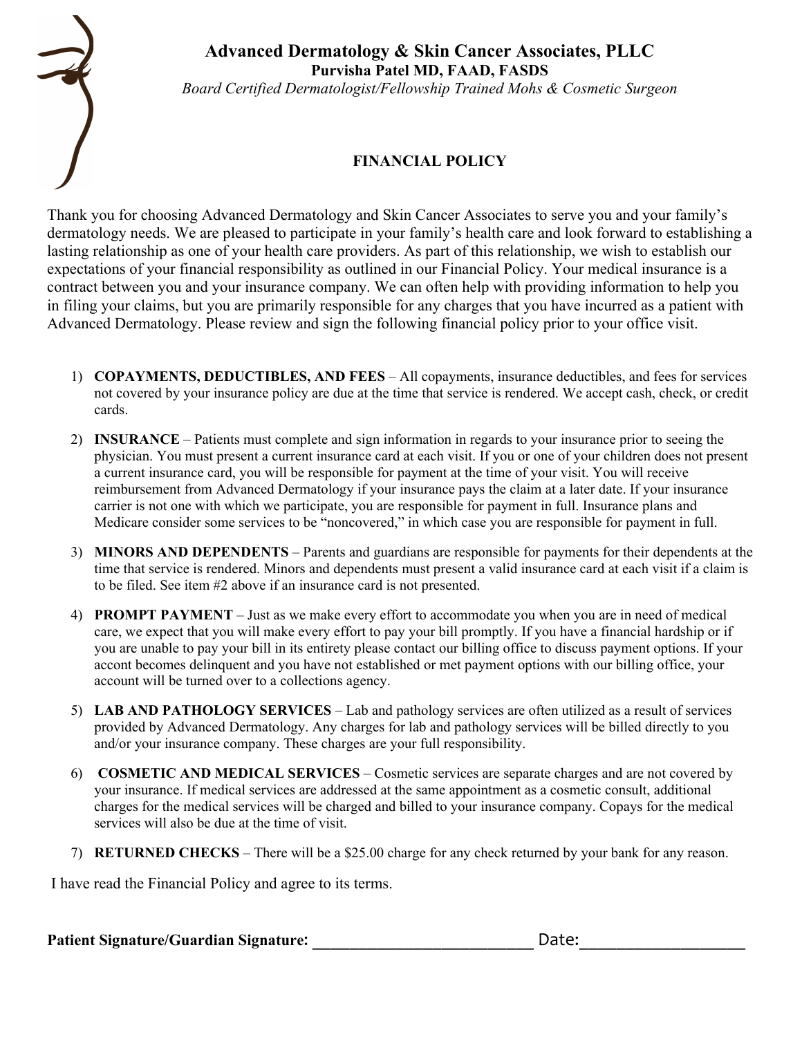# Advanced Dermatology & Skin Cancer Associates, PLLC

**Purvisha Patel MD, FAAD, FASDS**

*Board Certified Dermatologist/Fellowship Trained Mohs & Cosmetic Surgeon*

## FINANCIAL POLICY

Thank you for choosing Advanced Dermatology and Skin Cancer Associates to serve you and your family's dermatology needs. We are pleased to participate in your family's health care and look forward to establishing a lasting relationship as one of your health care providers. As part of this relationship, we wish to establish our expectations of your financial responsibility as outlined in our Financial Policy. Your medical insurance is a contract between you and your insurance company. We can often help with providing information to help you in filing your claims, but you are primarily responsible for any charges that you have incurred as a patient with Advanced Dermatology. Please review and sign the following financial policy prior to your office visit.

1) **COPAYMENTS, DEDUCTIBLES, AND FEES** – All copayments, insurance deductibles, and fees for services not covered by your insurance policy are due at the time that service is rendered. We accept cash, check, or credit cards.
2) **INSURANCE** – Patients must complete and sign information in regards to your insurance prior to seeing the physician. You must present a current insurance card at each visit. If you or one of your children does not present a current insurance card, you will be responsible for payment at the time of your visit. You will receive reimbursement from Advanced Dermatology if your insurance pays the claim at a later date. If your insurance carrier is not one with which we participate, you are responsible for payment in full. Insurance plans and Medicare consider some services to be "noncovered," in which case you are responsible for payment in full.
3) **MINORS AND DEPENDENTS** – Parents and guardians are responsible for payments for their dependents at the time that service is rendered. Minors and dependents must present a valid insurance card at each visit if a claim is to be filed. See item #2 above if an insurance card is not presented.
4) **PROMPT PAYMENT** – Just as we make every effort to accommodate you when you are in need of medical care, we expect that you will make every effort to pay your bill promptly. If you have a financial hardship or if you are unable to pay your bill in its entirety please contact our billing office to discuss payment options. If your accont becomes delinquent and you have not established or met payment options with our billing office, your account will be turned over to a collections agency.
5) **LAB AND PATHOLOGY SERVICES** – Lab and pathology services are often utilized as a result of services provided by Advanced Dermatology. Any charges for lab and pathology services will be billed directly to you and/or your insurance company. These charges are your full responsibility.
6) **COSMETIC AND MEDICAL SERVICES** – Cosmetic services are separate charges and are not covered by your insurance. If medical services are addressed at the same appointment as a cosmetic consult, additional charges for the medical services will be charged and billed to your insurance company. Copays for the medical services will also be due at the time of visit.
7) **RETURNED CHECKS** – There will be a $25.00 charge for any check returned by your bank for any reason.

I have read the Financial Policy and agree to its terms.

**Patient Signature/Guardian Signature:** ___________________________ Date: ___________________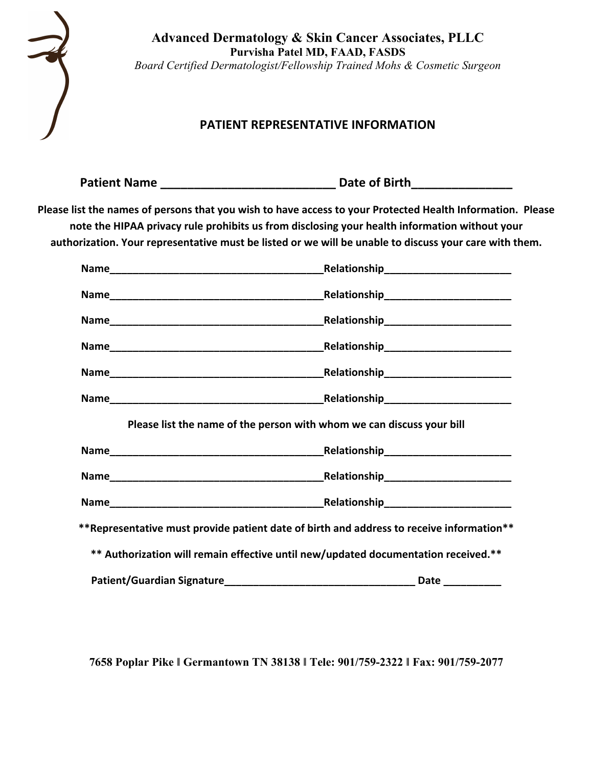**Advanced Dermatology & Skin Cancer Associates, PLLC**
**Purvisha Patel MD, FAAD, FASDS**
*Board Certified Dermatologist/Fellowship Trained Mohs & Cosmetic Surgeon*

## PATIENT REPRESENTATIVE INFORMATION

**Patient Name ___________________________ Date of Birth_______________**

**Please list the names of persons that you wish to have access to your Protected Health Information. Please note the HIPAA privacy rule prohibits us from disclosing your health information without your authorization. Your representative must be listed or we will be unable to discuss your care with them.**

**Name______________________________________Relationship______________________**

**Name______________________________________Relationship______________________**

**Name______________________________________Relationship______________________**

**Name______________________________________Relationship______________________**

**Name______________________________________Relationship______________________**

**Name______________________________________Relationship______________________**

**Please list the name of the person with whom we can discuss your bill**

**Name______________________________________Relationship______________________**

**Name______________________________________Relationship______________________**

**Name______________________________________Relationship______________________**

**\*\*Representative must provide patient date of birth and address to receive information\*\***

**\*\* Authorization will remain effective until new/updated documentation received.\*\***

**Patient/Guardian Signature__________________________________ Date __________**

**7658 Poplar Pike ‖ Germantown TN 38138 ‖ Tele: 901/759-2322 ‖ Fax: 901/759-2077**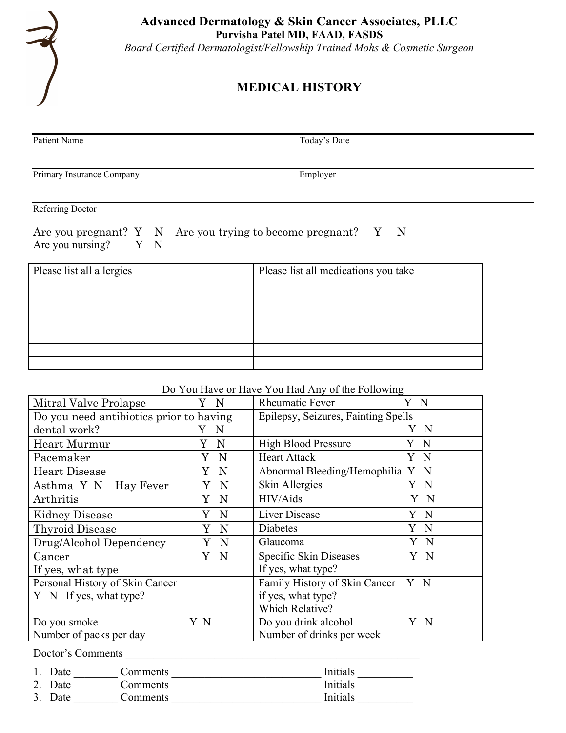# Advanced Dermatology & Skin Cancer Associates, PLLC

**Purvisha Patel MD, FAAD, FASDS**

*Board Certified Dermatologist/Fellowship Trained Mohs & Cosmetic Surgeon*

## MEDICAL HISTORY

Patient Name ______________________ Today's Date ______________________

Primary Insurance Company ______________________ Employer ______________________

Referring Doctor ______________________

Are you pregnant? Y N Are you trying to become pregnant? Y N

Are you nursing? Y N

| Please list all allergies | Please list all medications you take |
|---|---|
| | |
| | |
| | |
| | |
| | |
| | |
| | |

Do You Have or Have You Had Any of the Following

| | |
|---|---|
| Mitral Valve Prolapse Y N | Rheumatic Fever Y N |
| Do you need antibiotics prior to having dental work? Y N | Epilepsy, Seizures, Fainting Spells Y N |
| Heart Murmur Y N | High Blood Pressure Y N |
| Pacemaker Y N | Heart Attack Y N |
| Heart Disease Y N | Abnormal Bleeding/Hemophilia Y N |
| Asthma Y N Hay Fever Y N | Skin Allergies Y N |
| Arthritis Y N | HIV/Aids Y N |
| Kidney Disease Y N | Liver Disease Y N |
| Thyroid Disease Y N | Diabetes Y N |
| Drug/Alcohol Dependency Y N | Glaucoma Y N |
| Cancer Y N<br>If yes, what type | Specific Skin Diseases Y N<br>If yes, what type? |
| Personal History of Skin Cancer<br>Y N If yes, what type? | Family History of Skin Cancer Y N<br>if yes, what type?<br>Which Relative? |
| Do you smoke Y N<br>Number of packs per day | Do you drink alcohol Y N<br>Number of drinks per week |

Doctor's Comments ____________________________________________

1. Date ________ Comments ___________________________ Initials __________
2. Date ________ Comments ___________________________ Initials __________
3. Date ________ Comments ___________________________ Initials __________